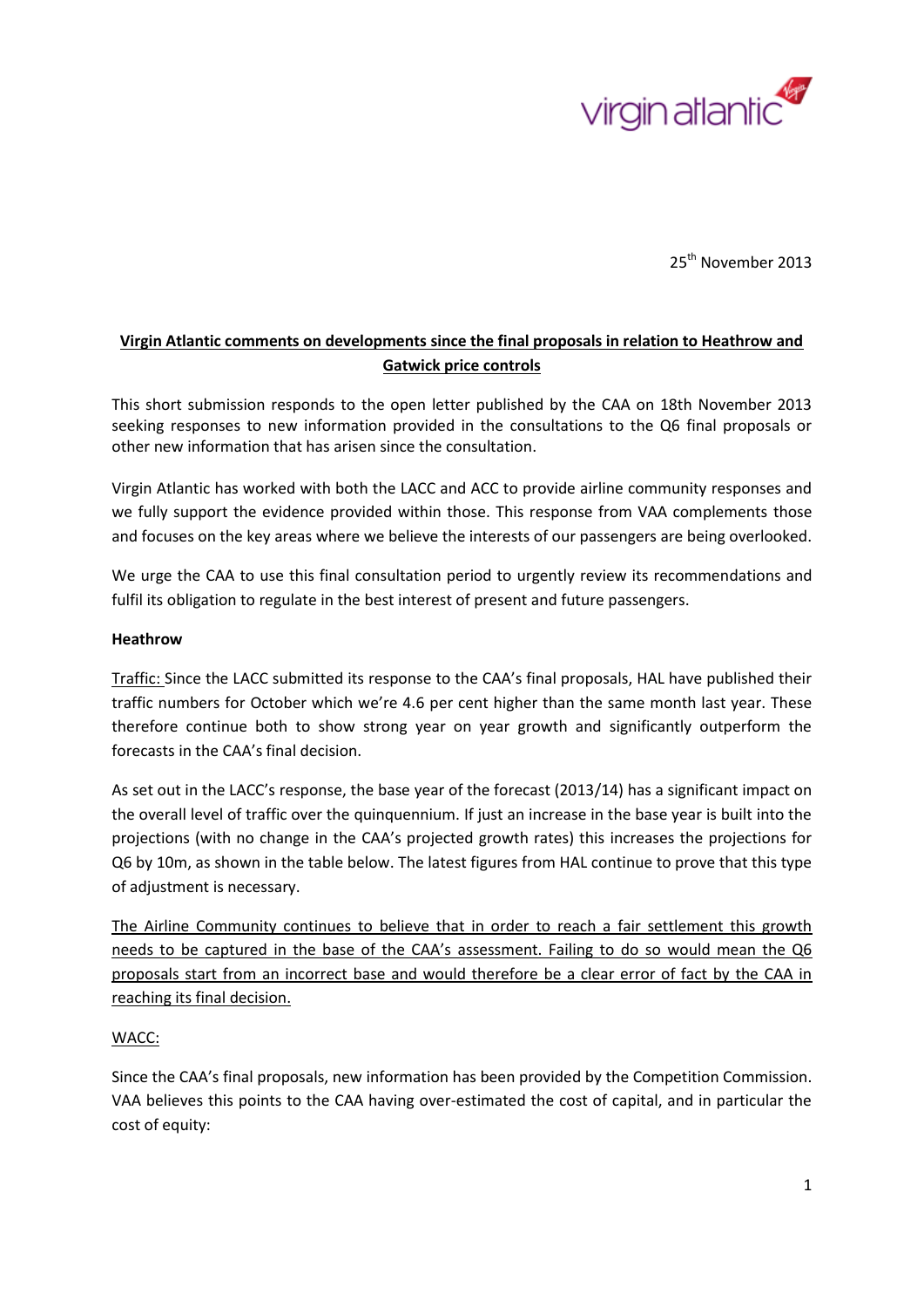virgin atlantic

25th November 2013

**Virgin Atlantic comments on developments since the final proposals in relation to Heathrow and Gatwick price controls**

This short submission responds to the open letter published by the CAA on 18th November 2013 seeking responses to new information provided in the consultations to the Q6 final proposals or other new information that has arisen since the consultation.

Virgin Atlantic has worked with both the LACC and ACC to provide airline community responses and we fully support the evidence provided within those. This response from VAA complements those and focuses on the key areas where we believe the interests of our passengers are being overlooked.

We urge the CAA to use this final consultation period to urgently review its recommendations and fulfil its obligation to regulate in the best interest of present and future passengers.

**Heathrow**

Traffic: Since the LACC submitted its response to the CAA's final proposals, HAL have published their traffic numbers for October which we're 4.6 per cent higher than the same month last year. These therefore continue both to show strong year on year growth and significantly outperform the forecasts in the CAA's final decision.

As set out in the LACC's response, the base year of the forecast (2013/14) has a significant impact on the overall level of traffic over the quinquennium. If just an increase in the base year is built into the projections (with no change in the CAA's projected growth rates) this increases the projections for Q6 by 10m, as shown in the table below. The latest figures from HAL continue to prove that this type of adjustment is necessary.

The Airline Community continues to believe that in order to reach a fair settlement this growth needs to be captured in the base of the CAA's assessment. Failing to do so would mean the Q6 proposals start from an incorrect base and would therefore be a clear error of fact by the CAA in reaching its final decision.

WACC:

Since the CAA's final proposals, new information has been provided by the Competition Commission. VAA believes this points to the CAA having over-estimated the cost of capital, and in particular the cost of equity: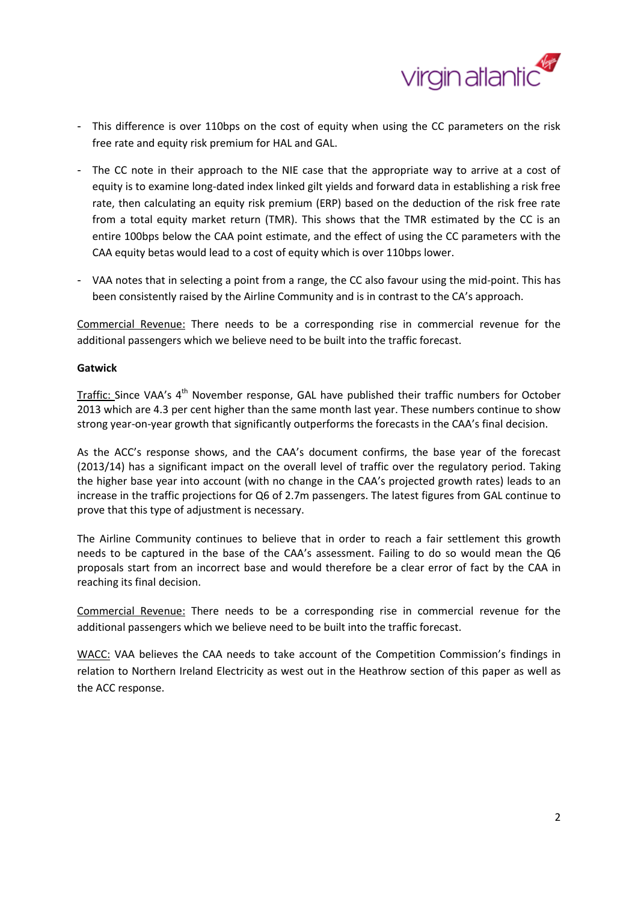- This difference is over 110bps on the cost of equity when using the CC parameters on the risk free rate and equity risk premium for HAL and GAL.

- The CC note in their approach to the NIE case that the appropriate way to arrive at a cost of equity is to examine long-dated index linked gilt yields and forward data in establishing a risk free rate, then calculating an equity risk premium (ERP) based on the deduction of the risk free rate from a total equity market return (TMR). This shows that the TMR estimated by the CC is an entire 100bps below the CAA point estimate, and the effect of using the CC parameters with the CAA equity betas would lead to a cost of equity which is over 110bps lower.

- VAA notes that in selecting a point from a range, the CC also favour using the mid-point. This has been consistently raised by the Airline Community and is in contrast to the CA's approach.

Commercial Revenue: There needs to be a corresponding rise in commercial revenue for the additional passengers which we believe need to be built into the traffic forecast.

**Gatwick**

Traffic: Since VAA's 4th November response, GAL have published their traffic numbers for October 2013 which are 4.3 per cent higher than the same month last year. These numbers continue to show strong year-on-year growth that significantly outperforms the forecasts in the CAA's final decision.

As the ACC's response shows, and the CAA's document confirms, the base year of the forecast (2013/14) has a significant impact on the overall level of traffic over the regulatory period. Taking the higher base year into account (with no change in the CAA's projected growth rates) leads to an increase in the traffic projections for Q6 of 2.7m passengers. The latest figures from GAL continue to prove that this type of adjustment is necessary.

The Airline Community continues to believe that in order to reach a fair settlement this growth needs to be captured in the base of the CAA's assessment. Failing to do so would mean the Q6 proposals start from an incorrect base and would therefore be a clear error of fact by the CAA in reaching its final decision.

Commercial Revenue: There needs to be a corresponding rise in commercial revenue for the additional passengers which we believe need to be built into the traffic forecast.

WACC: VAA believes the CAA needs to take account of the Competition Commission's findings in relation to Northern Ireland Electricity as west out in the Heathrow section of this paper as well as the ACC response.